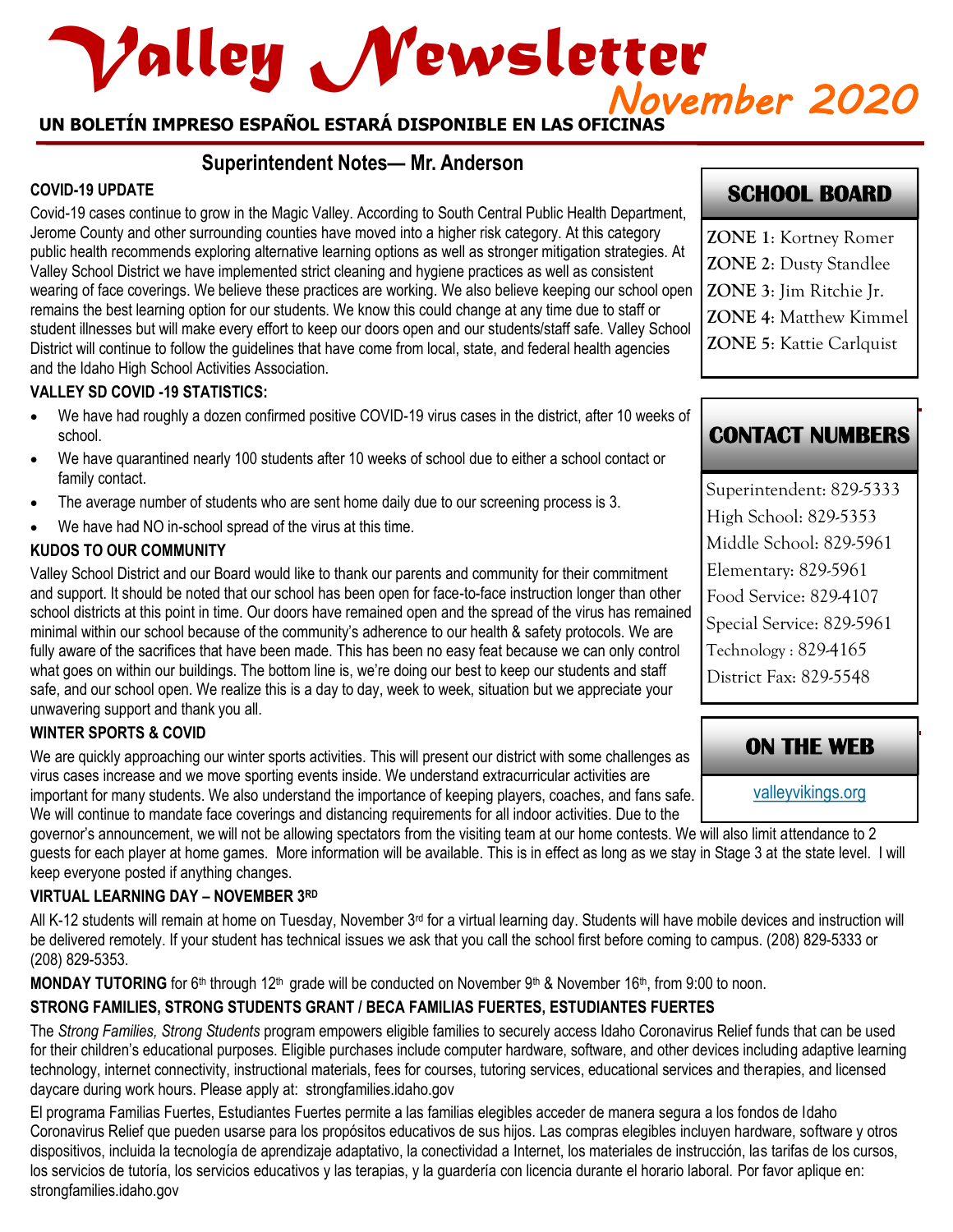# Valley Newsletter

**November 2020**

**UN BOLETÍN IMPRESO ESPAÑOL ESTARÁ DISPONIBLE EN LAS OFICINAS**

## Superintendent Notes— Mr. Anderson

**COVID-19 UPDATE**

Covid-19 cases continue to grow in the Magic Valley. According to South Central Public Health Department, Jerome County and other surrounding counties have moved into a higher risk category. At this category public health recommends exploring alternative learning options as well as stronger mitigation strategies. At Valley School District we have implemented strict cleaning and hygiene practices as well as consistent wearing of face coverings. We believe these practices are working. We also believe keeping our school open remains the best learning option for our students. We know this could change at any time due to staff or student illnesses but will make every effort to keep our doors open and our students/staff safe. Valley School District will continue to follow the guidelines that have come from local, state, and federal health agencies and the Idaho High School Activities Association.

**VALLEY SD COVID -19 STATISTICS:**

- We have had roughly a dozen confirmed positive COVID-19 virus cases in the district, after 10 weeks of school.
- We have quarantined nearly 100 students after 10 weeks of school due to either a school contact or family contact.
- The average number of students who are sent home daily due to our screening process is 3.
- We have had NO in-school spread of the virus at this time.

**KUDOS TO OUR COMMUNITY**

Valley School District and our Board would like to thank our parents and community for their commitment and support. It should be noted that our school has been open for face-to-face instruction longer than other school districts at this point in time. Our doors have remained open and the spread of the virus has remained minimal within our school because of the community's adherence to our health & safety protocols. We are fully aware of the sacrifices that have been made. This has been no easy feat because we can only control what goes on within our buildings. The bottom line is, we're doing our best to keep our students and staff safe, and our school open. We realize this is a day to day, week to week, situation but we appreciate your unwavering support and thank you all.

**WINTER SPORTS & COVID**

We are quickly approaching our winter sports activities. This will present our district with some challenges as virus cases increase and we move sporting events inside. We understand extracurricular activities are important for many students. We also understand the importance of keeping players, coaches, and fans safe. We will continue to mandate face coverings and distancing requirements for all indoor activities. Due to the governor's announcement, we will not be allowing spectators from the visiting team at our home contests. We will also limit attendance to 2 guests for each player at home games. More information will be available. This is in effect as long as we stay in Stage 3 at the state level. I will keep everyone posted if anything changes.

**VIRTUAL LEARNING DAY – NOVEMBER 3RD**

All K-12 students will remain at home on Tuesday, November 3rd for a virtual learning day. Students will have mobile devices and instruction will be delivered remotely. If your student has technical issues we ask that you call the school first before coming to campus. (208) 829-5333 or (208) 829-5353.

**MONDAY TUTORING** for 6th through 12th grade will be conducted on November 9th & November 16th, from 9:00 to noon.

**STRONG FAMILIES, STRONG STUDENTS GRANT / BECA FAMILIAS FUERTES, ESTUDIANTES FUERTES**

The *Strong Families, Strong Students* program empowers eligible families to securely access Idaho Coronavirus Relief funds that can be used for their children's educational purposes. Eligible purchases include computer hardware, software, and other devices including adaptive learning technology, internet connectivity, instructional materials, fees for courses, tutoring services, educational services and therapies, and licensed daycare during work hours. Please apply at: strongfamilies.idaho.gov

El programa Familias Fuertes, Estudiantes Fuertes permite a las familias elegibles acceder de manera segura a los fondos de Idaho Coronavirus Relief que pueden usarse para los propósitos educativos de sus hijos. Las compras elegibles incluyen hardware, software y otros dispositivos, incluida la tecnología de aprendizaje adaptativo, la conectividad a Internet, los materiales de instrucción, las tarifas de los cursos, los servicios de tutoría, los servicios educativos y las terapias, y la guardería con licencia durante el horario laboral. Por favor aplique en: strongfamilies.idaho.gov

## SCHOOL BOARD

**ZONE 1**: Kortney Romer
**ZONE 2**: Dusty Standlee
**ZONE 3**: Jim Ritchie Jr.
**ZONE 4**: Matthew Kimmel
**ZONE 5**: Kattie Carlquist

## CONTACT NUMBERS

Superintendent: 829-5333
High School: 829-5353
Middle School: 829-5961
Elementary: 829-5961
Food Service: 829-4107
Special Service: 829-5961
Technology : 829-4165
District Fax: 829-5548

## ON THE WEB

valleyvikings.org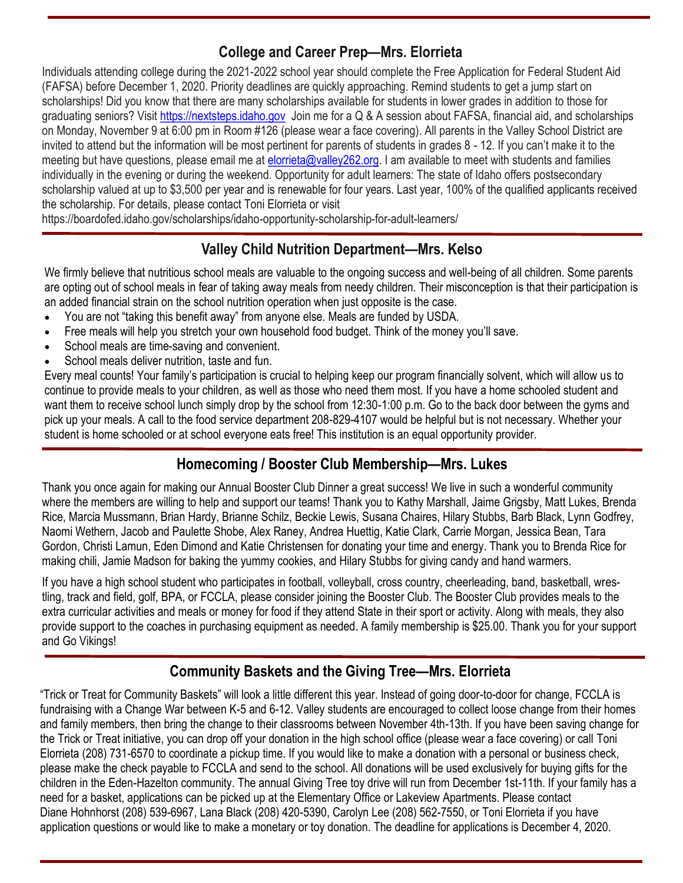## College and Career Prep—Mrs. Elorrieta

Individuals attending college during the 2021-2022 school year should complete the Free Application for Federal Student Aid (FAFSA) before December 1, 2020. Priority deadlines are quickly approaching. Remind students to get a jump start on scholarships! Did you know that there are many scholarships available for students in lower grades in addition to those for graduating seniors? Visit https://nextsteps.idaho.gov  Join me for a Q & A session about FAFSA, financial aid, and scholarships on Monday, November 9 at 6:00 pm in Room #126 (please wear a face covering). All parents in the Valley School District are invited to attend but the information will be most pertinent for parents of students in grades 8 - 12. If you can't make it to the meeting but have questions, please email me at elorrieta@valley262.org. I am available to meet with students and families individually in the evening or during the weekend. Opportunity for adult learners: The state of Idaho offers postsecondary scholarship valued at up to $3,500 per year and is renewable for four years. Last year, 100% of the qualified applicants received the scholarship. For details, please contact Toni Elorrieta or visit https://boardofed.idaho.gov/scholarships/idaho-opportunity-scholarship-for-adult-learners/

## Valley Child Nutrition Department—Mrs. Kelso

We firmly believe that nutritious school meals are valuable to the ongoing success and well-being of all children. Some parents are opting out of school meals in fear of taking away meals from needy children. Their misconception is that their participation is an added financial strain on the school nutrition operation when just opposite is the case.

- You are not "taking this benefit away" from anyone else. Meals are funded by USDA.
- Free meals will help you stretch your own household food budget. Think of the money you'll save.
- School meals are time-saving and convenient.
- School meals deliver nutrition, taste and fun.

Every meal counts! Your family's participation is crucial to helping keep our program financially solvent, which will allow us to continue to provide meals to your children, as well as those who need them most. If you have a home schooled student and want them to receive school lunch simply drop by the school from 12:30-1:00 p.m. Go to the back door between the gyms and pick up your meals. A call to the food service department 208-829-4107 would be helpful but is not necessary. Whether your student is home schooled or at school everyone eats free! This institution is an equal opportunity provider.

## Homecoming / Booster Club Membership—Mrs. Lukes

Thank you once again for making our Annual Booster Club Dinner a great success! We live in such a wonderful community where the members are willing to help and support our teams! Thank you to Kathy Marshall, Jaime Grigsby, Matt Lukes, Brenda Rice, Marcia Mussmann, Brian Hardy, Brianne Schilz, Beckie Lewis, Susana Chaires, Hilary Stubbs, Barb Black, Lynn Godfrey, Naomi Wethern, Jacob and Paulette Shobe, Alex Raney, Andrea Huettig, Katie Clark, Carrie Morgan, Jessica Bean, Tara Gordon, Christi Lamun, Eden Dimond and Katie Christensen for donating your time and energy. Thank you to Brenda Rice for making chili, Jamie Madson for baking the yummy cookies, and Hilary Stubbs for giving candy and hand warmers.

If you have a high school student who participates in football, volleyball, cross country, cheerleading, band, basketball, wrestling, track and field, golf, BPA, or FCCLA, please consider joining the Booster Club. The Booster Club provides meals to the extra curricular activities and meals or money for food if they attend State in their sport or activity. Along with meals, they also provide support to the coaches in purchasing equipment as needed. A family membership is $25.00. Thank you for your support and Go Vikings!

## Community Baskets and the Giving Tree—Mrs. Elorrieta

"Trick or Treat for Community Baskets" will look a little different this year. Instead of going door-to-door for change, FCCLA is fundraising with a Change War between K-5 and 6-12. Valley students are encouraged to collect loose change from their homes and family members, then bring the change to their classrooms between November 4th-13th. If you have been saving change for the Trick or Treat initiative, you can drop off your donation in the high school office (please wear a face covering) or call Toni Elorrieta (208) 731-6570 to coordinate a pickup time. If you would like to make a donation with a personal or business check, please make the check payable to FCCLA and send to the school. All donations will be used exclusively for buying gifts for the children in the Eden-Hazelton community. The annual Giving Tree toy drive will run from December 1st-11th. If your family has a need for a basket, applications can be picked up at the Elementary Office or Lakeview Apartments. Please contact Diane Hohnhorst (208) 539-6967, Lana Black (208) 420-5390, Carolyn Lee (208) 562-7550, or Toni Elorrieta if you have application questions or would like to make a monetary or toy donation. The deadline for applications is December 4, 2020.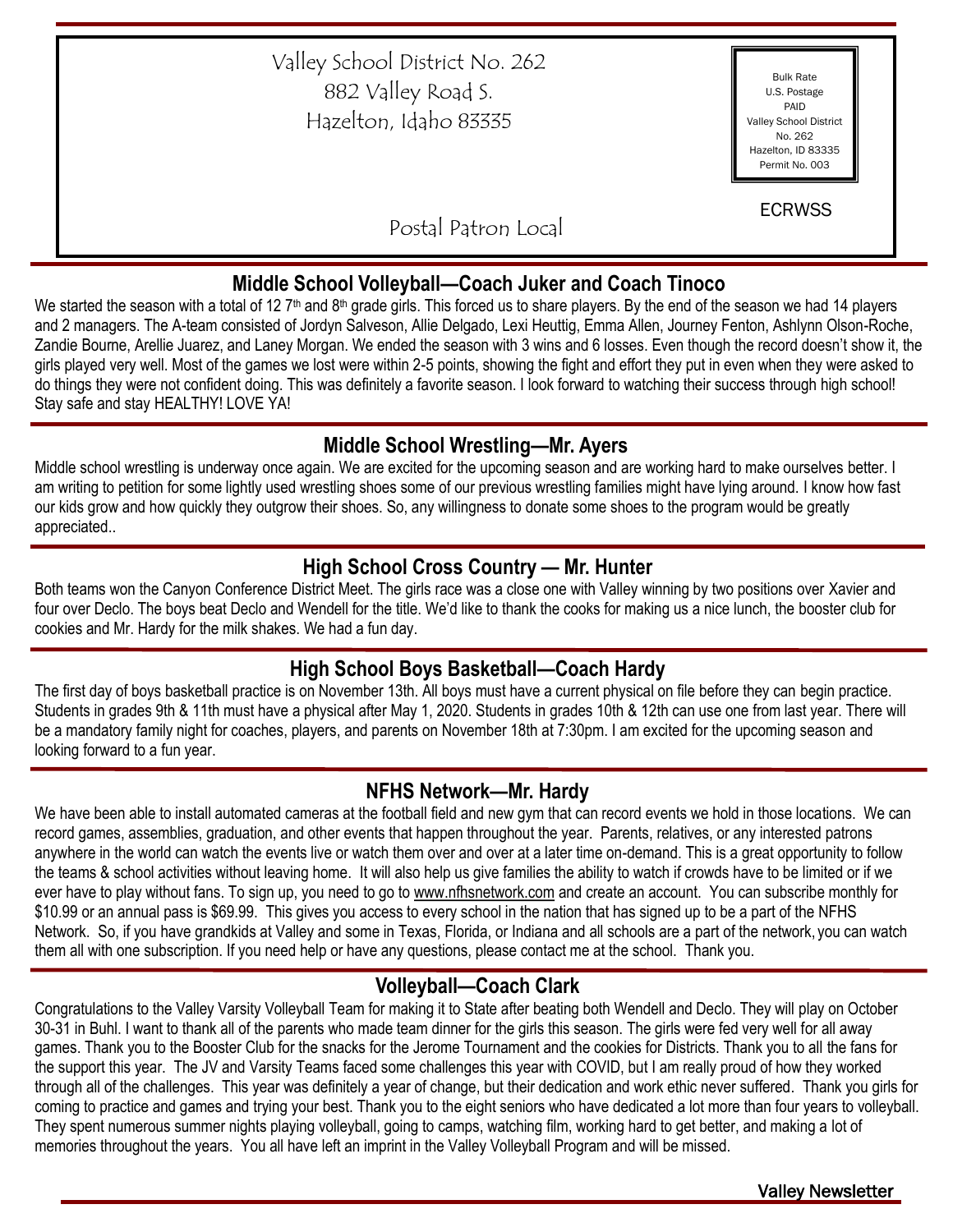Valley School District No. 262
882 Valley Road S.
Hazelton, Idaho 83335

Bulk Rate
U.S. Postage
PAID
Valley School District
No. 262
Hazelton, ID 83335
Permit No. 003

ECRWSS

Postal Patron Local

## Middle School Volleyball—Coach Juker and Coach Tinoco

We started the season with a total of 12 7th and 8th grade girls. This forced us to share players. By the end of the season we had 14 players and 2 managers. The A-team consisted of Jordyn Salveson, Allie Delgado, Lexi Heuttig, Emma Allen, Journey Fenton, Ashlynn Olson-Roche, Zandie Bourne, Arellie Juarez, and Laney Morgan. We ended the season with 3 wins and 6 losses. Even though the record doesn't show it, the girls played very well. Most of the games we lost were within 2-5 points, showing the fight and effort they put in even when they were asked to do things they were not confident doing. This was definitely a favorite season. I look forward to watching their success through high school! Stay safe and stay HEALTHY! LOVE YA!

## Middle School Wrestling—Mr. Ayers

Middle school wrestling is underway once again. We are excited for the upcoming season and are working hard to make ourselves better. I am writing to petition for some lightly used wrestling shoes some of our previous wrestling families might have lying around. I know how fast our kids grow and how quickly they outgrow their shoes. So, any willingness to donate some shoes to the program would be greatly appreciated..

## High School Cross Country — Mr. Hunter

Both teams won the Canyon Conference District Meet. The girls race was a close one with Valley winning by two positions over Xavier and four over Declo. The boys beat Declo and Wendell for the title. We'd like to thank the cooks for making us a nice lunch, the booster club for cookies and Mr. Hardy for the milk shakes. We had a fun day.

## High School Boys Basketball—Coach Hardy

The first day of boys basketball practice is on November 13th. All boys must have a current physical on file before they can begin practice. Students in grades 9th & 11th must have a physical after May 1, 2020. Students in grades 10th & 12th can use one from last year. There will be a mandatory family night for coaches, players, and parents on November 18th at 7:30pm. I am excited for the upcoming season and looking forward to a fun year.

## NFHS Network—Mr. Hardy

We have been able to install automated cameras at the football field and new gym that can record events we hold in those locations. We can record games, assemblies, graduation, and other events that happen throughout the year. Parents, relatives, or any interested patrons anywhere in the world can watch the events live or watch them over and over at a later time on-demand. This is a great opportunity to follow the teams & school activities without leaving home. It will also help us give families the ability to watch if crowds have to be limited or if we ever have to play without fans. To sign up, you need to go to www.nfhsnetwork.com and create an account. You can subscribe monthly for $10.99 or an annual pass is $69.99. This gives you access to every school in the nation that has signed up to be a part of the NFHS Network. So, if you have grandkids at Valley and some in Texas, Florida, or Indiana and all schools are a part of the network, you can watch them all with one subscription. If you need help or have any questions, please contact me at the school. Thank you.

## Volleyball—Coach Clark

Congratulations to the Valley Varsity Volleyball Team for making it to State after beating both Wendell and Declo. They will play on October 30-31 in Buhl. I want to thank all of the parents who made team dinner for the girls this season. The girls were fed very well for all away games. Thank you to the Booster Club for the snacks for the Jerome Tournament and the cookies for Districts. Thank you to all the fans for the support this year. The JV and Varsity Teams faced some challenges this year with COVID, but I am really proud of how they worked through all of the challenges. This year was definitely a year of change, but their dedication and work ethic never suffered. Thank you girls for coming to practice and games and trying your best. Thank you to the eight seniors who have dedicated a lot more than four years to volleyball. They spent numerous summer nights playing volleyball, going to camps, watching film, working hard to get better, and making a lot of memories throughout the years. You all have left an imprint in the Valley Volleyball Program and will be missed.